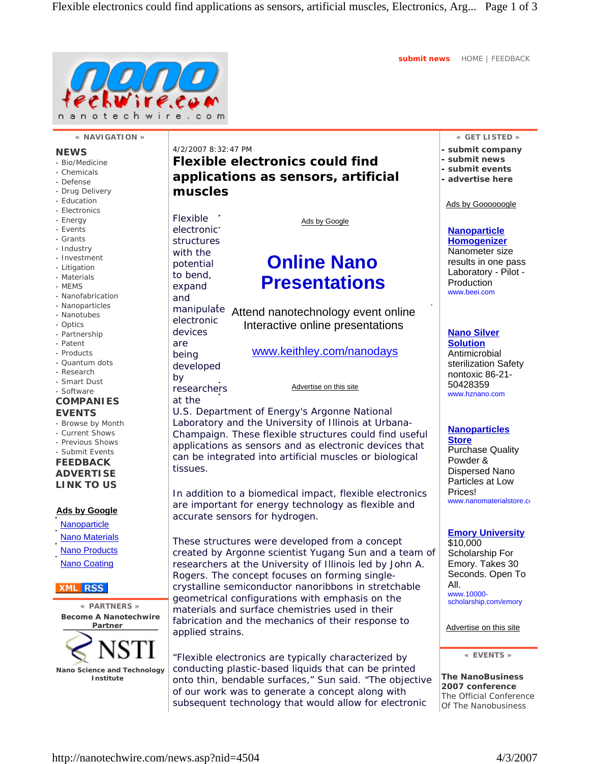4/2/2007 8:32:47 PM

# Flexible electronics could find applications as sensors, artificial muscles

Flexible electronic structures with the potential to bend, expand and manipulate electronic devices are being developed by researchers at the U.S. Department of Energy's Argonne National Laboratory and the University of Illinois at Urbana-Champaign. These flexible structures could find useful applications as sensors and as electronic devices that can be integrated into artificial muscles or biological tissues.

In addition to a biomedical impact, flexible electronics are important for energy technology as flexible and accurate sensors for hydrogen.

These structures were developed from a concept created by Argonne scientist Yugang Sun and a team of researchers at the University of Illinois led by John A. Rogers. The concept focuses on forming single-crystalline semiconductor nanoribbons in stretchable geometrical configurations with emphasis on the materials and surface chemistries used in their fabrication and the mechanics of their response to applied strains.

"Flexible electronics are typically characterized by conducting plastic-based liquids that can be printed onto thin, bendable surfaces," Sun said. "The objective of our work was to generate a concept along with subsequent technology that would allow for electronic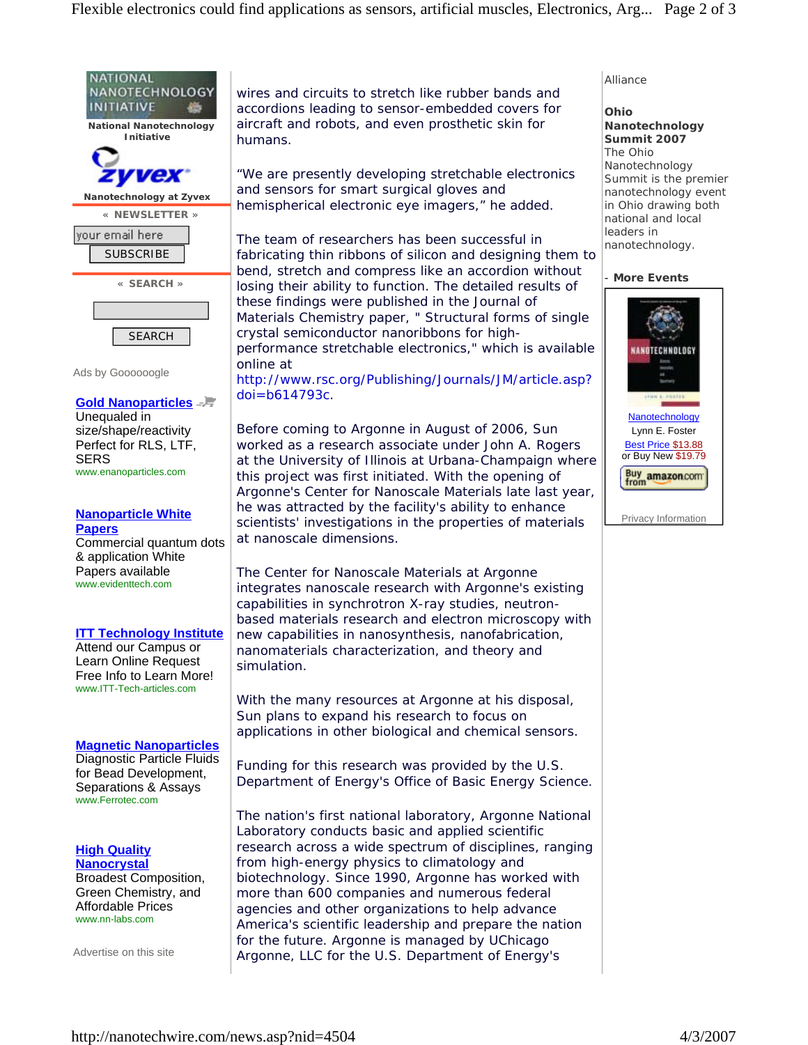wires and circuits to stretch like rubber bands and accordions leading to sensor-embedded covers for aircraft and robots, and even prosthetic skin for humans.

"We are presently developing stretchable electronics and sensors for smart surgical gloves and hemispherical electronic eye imagers," he added.

The team of researchers has been successful in fabricating thin ribbons of silicon and designing them to bend, stretch and compress like an accordion without losing their ability to function. The detailed results of these findings were published in the Journal of Materials Chemistry paper, " Structural forms of single crystal semiconductor nanoribbons for high-performance stretchable electronics," which is available online at http://www.rsc.org/Publishing/Journals/JM/article.asp?doi=b614793c.

Before coming to Argonne in August of 2006, Sun worked as a research associate under John A. Rogers at the University of Illinois at Urbana-Champaign where this project was first initiated. With the opening of Argonne's Center for Nanoscale Materials late last year, he was attracted by the facility's ability to enhance scientists' investigations in the properties of materials at nanoscale dimensions.

The Center for Nanoscale Materials at Argonne integrates nanoscale research with Argonne's existing capabilities in synchrotron X-ray studies, neutron-based materials research and electron microscopy with new capabilities in nanosynthesis, nanofabrication, nanomaterials characterization, and theory and simulation.

With the many resources at Argonne at his disposal, Sun plans to expand his research to focus on applications in other biological and chemical sensors.

Funding for this research was provided by the U.S. Department of Energy's Office of Basic Energy Science.

The nation's first national laboratory, Argonne National Laboratory conducts basic and applied scientific research across a wide spectrum of disciplines, ranging from high-energy physics to climatology and biotechnology. Since 1990, Argonne has worked with more than 600 companies and numerous federal agencies and other organizations to help advance America's scientific leadership and prepare the nation for the future. Argonne is managed by UChicago Argonne, LLC for the U.S. Department of Energy's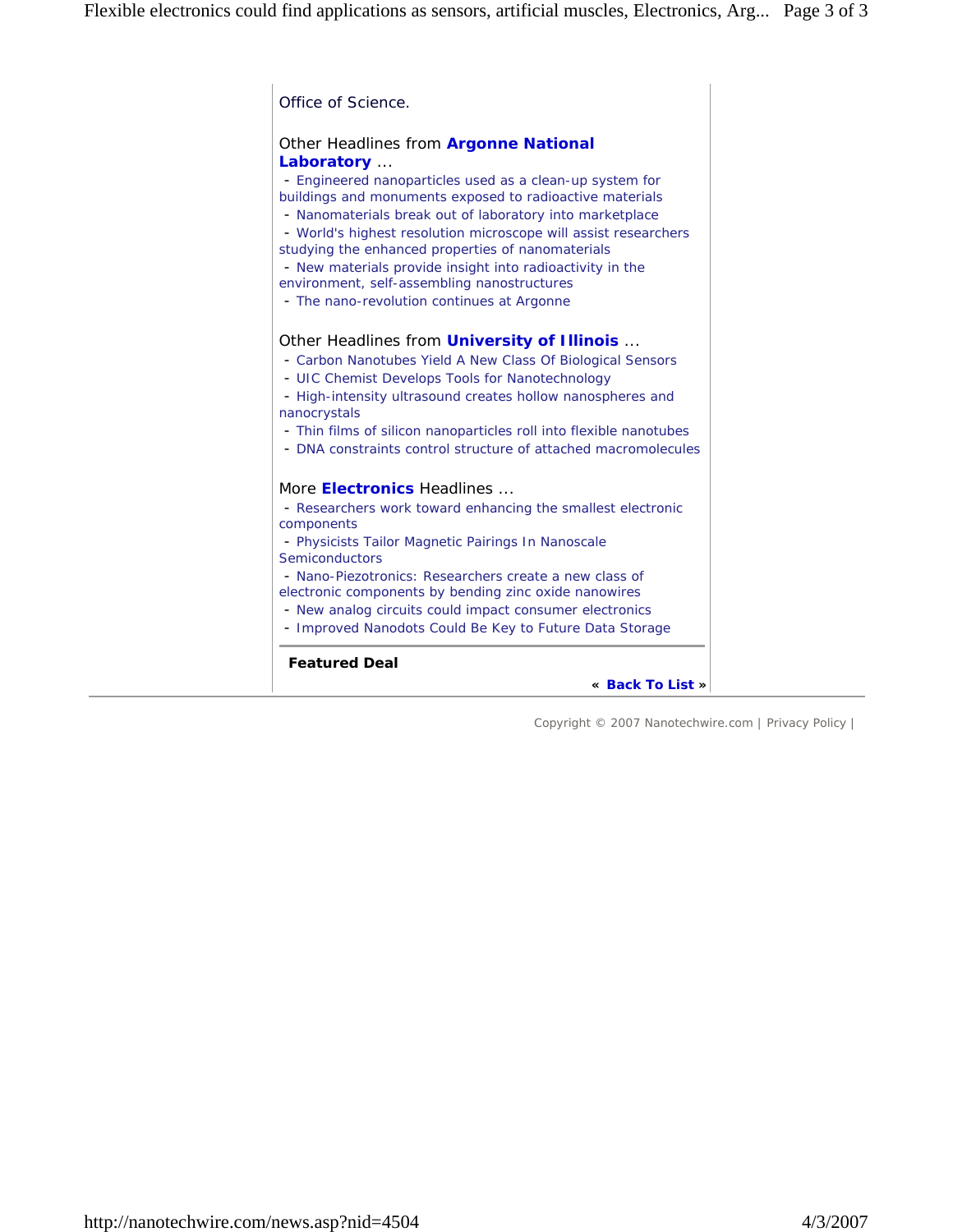Office of Science.

Other Headlines from **Argonne National Laboratory** ...

- Engineered nanoparticles used as a clean-up system for buildings and monuments exposed to radioactive materials
- Nanomaterials break out of laboratory into marketplace
- World's highest resolution microscope will assist researchers studying the enhanced properties of nanomaterials
- New materials provide insight into radioactivity in the environment, self-assembling nanostructures
- The nano-revolution continues at Argonne

Other Headlines from **University of Illinois** ...

- Carbon Nanotubes Yield A New Class Of Biological Sensors
- UIC Chemist Develops Tools for Nanotechnology
- High-intensity ultrasound creates hollow nanospheres and nanocrystals
- Thin films of silicon nanoparticles roll into flexible nanotubes
- DNA constraints control structure of attached macromolecules

More **Electronics** Headlines ...

- Researchers work toward enhancing the smallest electronic components
- Physicists Tailor Magnetic Pairings In Nanoscale Semiconductors
- Nano-Piezotronics: Researchers create a new class of electronic components by bending zinc oxide nanowires
- New analog circuits could impact consumer electronics
- Improved Nanodots Could Be Key to Future Data Storage

**Featured Deal**

« **Back To List** »

Copyright © 2007 Nanotechwire.com | Privacy Policy |